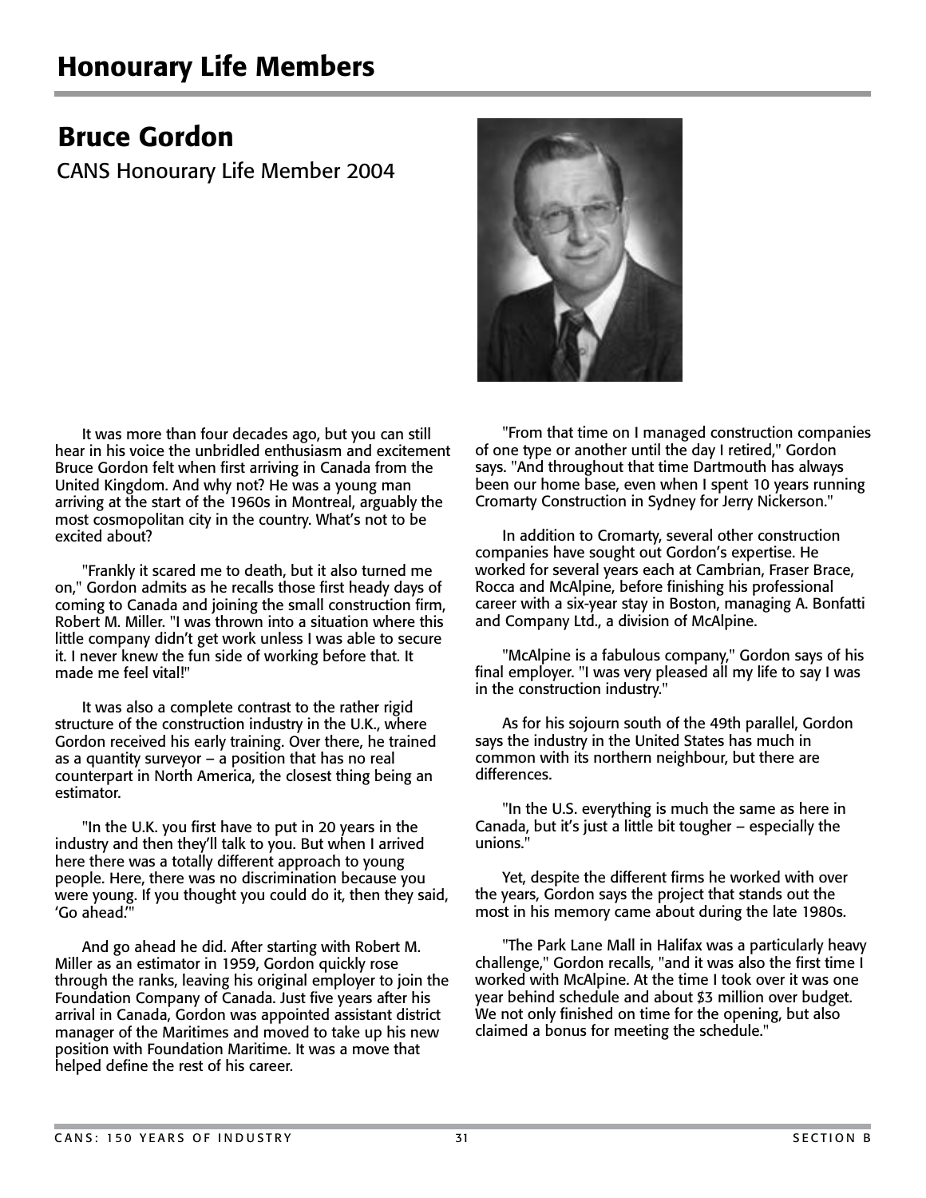# Honourary Life Members

## Bruce Gordon

CANS Honourary Life Member 2004

It was more than four decades ago, but you can still hear in his voice the unbridled enthusiasm and excitement Bruce Gordon felt when first arriving in Canada from the United Kingdom. And why not? He was a young man arriving at the start of the 1960s in Montreal, arguably the most cosmopolitan city in the country. What's not to be excited about?

"Frankly it scared me to death, but it also turned me on," Gordon admits as he recalls those first heady days of coming to Canada and joining the small construction firm, Robert M. Miller. "I was thrown into a situation where this little company didn't get work unless I was able to secure it. I never knew the fun side of working before that. It made me feel vital!"

It was also a complete contrast to the rather rigid structure of the construction industry in the U.K., where Gordon received his early training. Over there, he trained as a quantity surveyor – a position that has no real counterpart in North America, the closest thing being an estimator.

"In the U.K. you first have to put in 20 years in the industry and then they'll talk to you. But when I arrived here there was a totally different approach to young people. Here, there was no discrimination because you were young. If you thought you could do it, then they said, 'Go ahead.'"

And go ahead he did. After starting with Robert M. Miller as an estimator in 1959, Gordon quickly rose through the ranks, leaving his original employer to join the Foundation Company of Canada. Just five years after his arrival in Canada, Gordon was appointed assistant district manager of the Maritimes and moved to take up his new position with Foundation Maritime. It was a move that helped define the rest of his career.

"From that time on I managed construction companies of one type or another until the day I retired," Gordon says. "And throughout that time Dartmouth has always been our home base, even when I spent 10 years running Cromarty Construction in Sydney for Jerry Nickerson."

In addition to Cromarty, several other construction companies have sought out Gordon's expertise. He worked for several years each at Cambrian, Fraser Brace, Rocca and McAlpine, before finishing his professional career with a six-year stay in Boston, managing A. Bonfatti and Company Ltd., a division of McAlpine.

"McAlpine is a fabulous company," Gordon says of his final employer. "I was very pleased all my life to say I was in the construction industry."

As for his sojourn south of the 49th parallel, Gordon says the industry in the United States has much in common with its northern neighbour, but there are differences.

"In the U.S. everything is much the same as here in Canada, but it's just a little bit tougher – especially the unions."

Yet, despite the different firms he worked with over the years, Gordon says the project that stands out the most in his memory came about during the late 1980s.

"The Park Lane Mall in Halifax was a particularly heavy challenge," Gordon recalls, "and it was also the first time I worked with McAlpine. At the time I took over it was one year behind schedule and about $3 million over budget. We not only finished on time for the opening, but also claimed a bonus for meeting the schedule."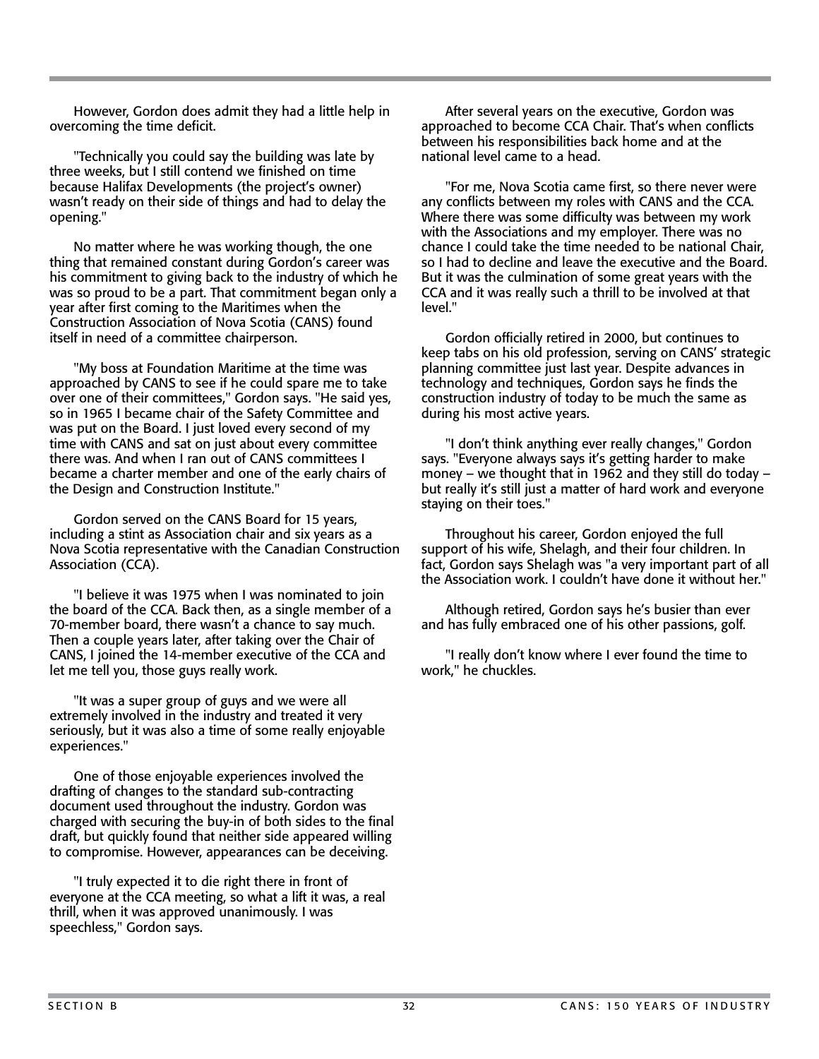However, Gordon does admit they had a little help in overcoming the time deficit.

"Technically you could say the building was late by three weeks, but I still contend we finished on time because Halifax Developments (the project's owner) wasn't ready on their side of things and had to delay the opening."

No matter where he was working though, the one thing that remained constant during Gordon's career was his commitment to giving back to the industry of which he was so proud to be a part. That commitment began only a year after first coming to the Maritimes when the Construction Association of Nova Scotia (CANS) found itself in need of a committee chairperson.

"My boss at Foundation Maritime at the time was approached by CANS to see if he could spare me to take over one of their committees," Gordon says. "He said yes, so in 1965 I became chair of the Safety Committee and was put on the Board. I just loved every second of my time with CANS and sat on just about every committee there was. And when I ran out of CANS committees I became a charter member and one of the early chairs of the Design and Construction Institute."

Gordon served on the CANS Board for 15 years, including a stint as Association chair and six years as a Nova Scotia representative with the Canadian Construction Association (CCA).

"I believe it was 1975 when I was nominated to join the board of the CCA. Back then, as a single member of a 70-member board, there wasn't a chance to say much. Then a couple years later, after taking over the Chair of CANS, I joined the 14-member executive of the CCA and let me tell you, those guys really work.

"It was a super group of guys and we were all extremely involved in the industry and treated it very seriously, but it was also a time of some really enjoyable experiences."

One of those enjoyable experiences involved the drafting of changes to the standard sub-contracting document used throughout the industry. Gordon was charged with securing the buy-in of both sides to the final draft, but quickly found that neither side appeared willing to compromise. However, appearances can be deceiving.

"I truly expected it to die right there in front of everyone at the CCA meeting, so what a lift it was, a real thrill, when it was approved unanimously. I was speechless," Gordon says.

After several years on the executive, Gordon was approached to become CCA Chair. That's when conflicts between his responsibilities back home and at the national level came to a head.

"For me, Nova Scotia came first, so there never were any conflicts between my roles with CANS and the CCA. Where there was some difficulty was between my work with the Associations and my employer. There was no chance I could take the time needed to be national Chair, so I had to decline and leave the executive and the Board. But it was the culmination of some great years with the CCA and it was really such a thrill to be involved at that level."

Gordon officially retired in 2000, but continues to keep tabs on his old profession, serving on CANS' strategic planning committee just last year. Despite advances in technology and techniques, Gordon says he finds the construction industry of today to be much the same as during his most active years.

"I don't think anything ever really changes," Gordon says. "Everyone always says it's getting harder to make money – we thought that in 1962 and they still do today – but really it's still just a matter of hard work and everyone staying on their toes."

Throughout his career, Gordon enjoyed the full support of his wife, Shelagh, and their four children. In fact, Gordon says Shelagh was "a very important part of all the Association work. I couldn't have done it without her."

Although retired, Gordon says he's busier than ever and has fully embraced one of his other passions, golf.

"I really don't know where I ever found the time to work," he chuckles.